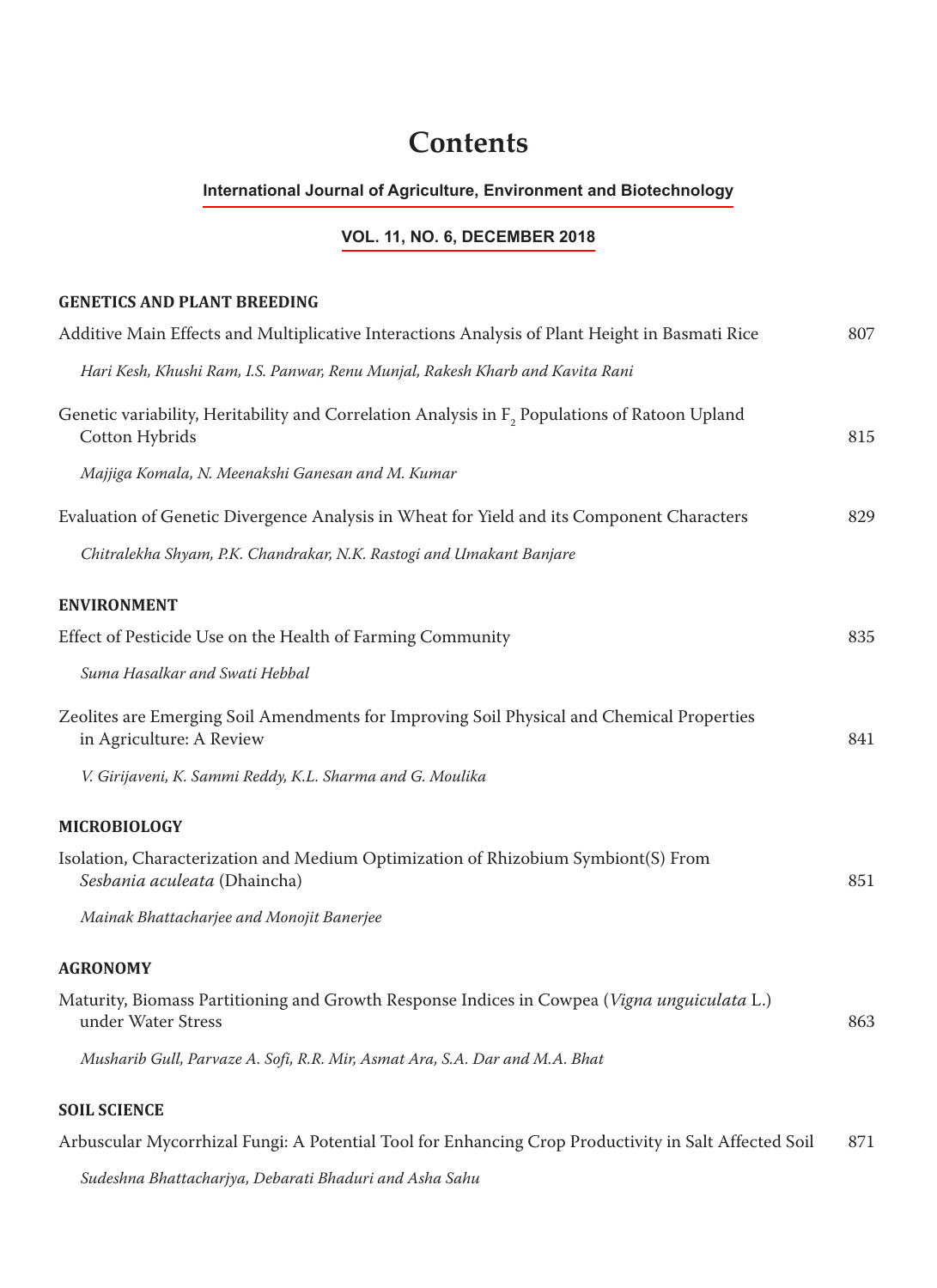# Contents

**International Journal of Agriculture, Environment and Biotechnology**

**VOL. 11, NO. 6, DECEMBER 2018**

## GENETICS AND PLANT BREEDING

Additive Main Effects and Multiplicative Interactions Analysis of Plant Height in Basmati Rice — 807

*Hari Kesh, Khushi Ram, I.S. Panwar, Renu Munjal, Rakesh Kharb and Kavita Rani*

Genetic variability, Heritability and Correlation Analysis in $F_2$ Populations of Ratoon Upland Cotton Hybrids — 815

*Majjiga Komala, N. Meenakshi Ganesan and M. Kumar*

Evaluation of Genetic Divergence Analysis in Wheat for Yield and its Component Characters — 829

*Chitralekha Shyam, P.K. Chandrakar, N.K. Rastogi and Umakant Banjare*

## ENVIRONMENT

Effect of Pesticide Use on the Health of Farming Community — 835

*Suma Hasalkar and Swati Hebbal*

Zeolites are Emerging Soil Amendments for Improving Soil Physical and Chemical Properties in Agriculture: A Review — 841

*V. Girijaveni, K. Sammi Reddy, K.L. Sharma and G. Moulika*

## MICROBIOLOGY

Isolation, Characterization and Medium Optimization of Rhizobium Symbiont(S) From *Sesbania aculeata* (Dhaincha) — 851

*Mainak Bhattacharjee and Monojit Banerjee*

## AGRONOMY

Maturity, Biomass Partitioning and Growth Response Indices in Cowpea (*Vigna unguiculata* L.) under Water Stress — 863

*Musharib Gull, Parvaze A. Sofi, R.R. Mir, Asmat Ara, S.A. Dar and M.A. Bhat*

## SOIL SCIENCE

Arbuscular Mycorrhizal Fungi: A Potential Tool for Enhancing Crop Productivity in Salt Affected Soil — 871

*Sudeshna Bhattacharjya, Debarati Bhaduri and Asha Sahu*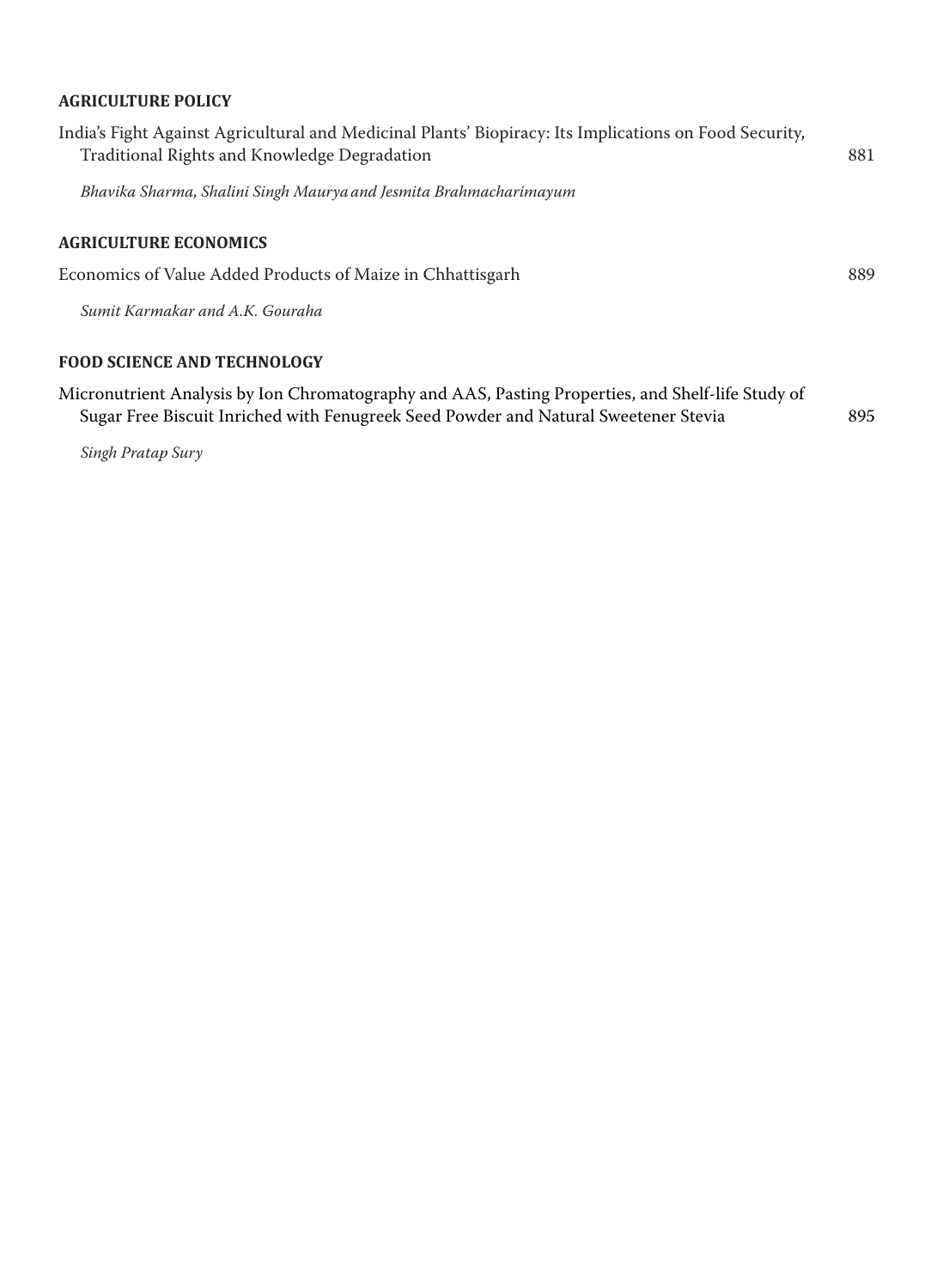## AGRICULTURE POLICY

India's Fight Against Agricultural and Medicinal Plants' Biopiracy: Its Implications on Food Security, Traditional Rights and Knowledge Degradation 881

*Bhavika Sharma, Shalini Singh Maurya and Jesmita Brahmacharimayum*

## AGRICULTURE ECONOMICS

Economics of Value Added Products of Maize in Chhattisgarh 889

*Sumit Karmakar and A.K. Gouraha*

## FOOD SCIENCE AND TECHNOLOGY

Micronutrient Analysis by Ion Chromatography and AAS, Pasting Properties, and Shelf-life Study of Sugar Free Biscuit Inriched with Fenugreek Seed Powder and Natural Sweetener Stevia 895

*Singh Pratap Sury*